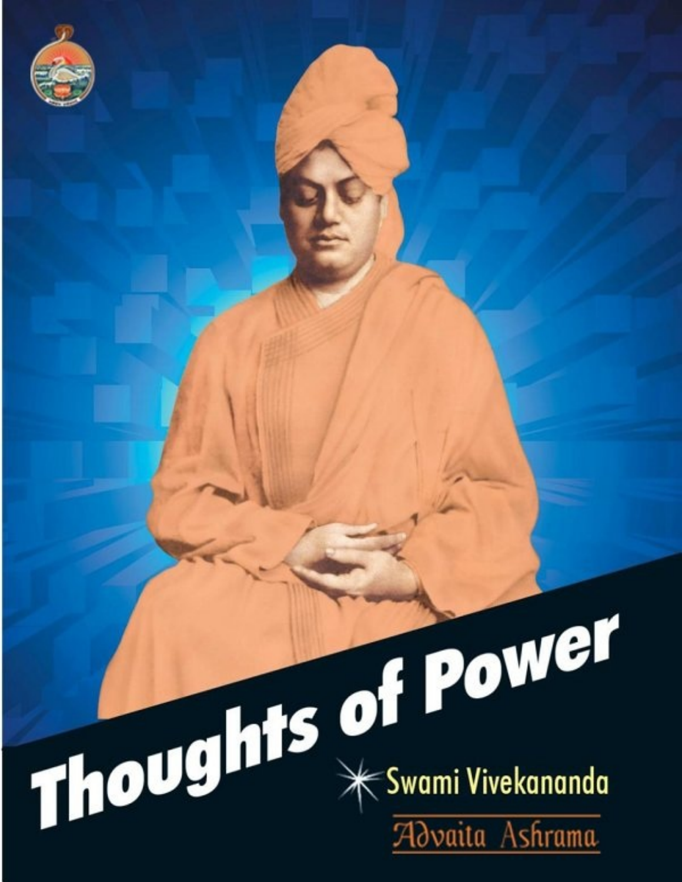# Thoughts of Power

Swami Vivekananda

Advaita Ashrama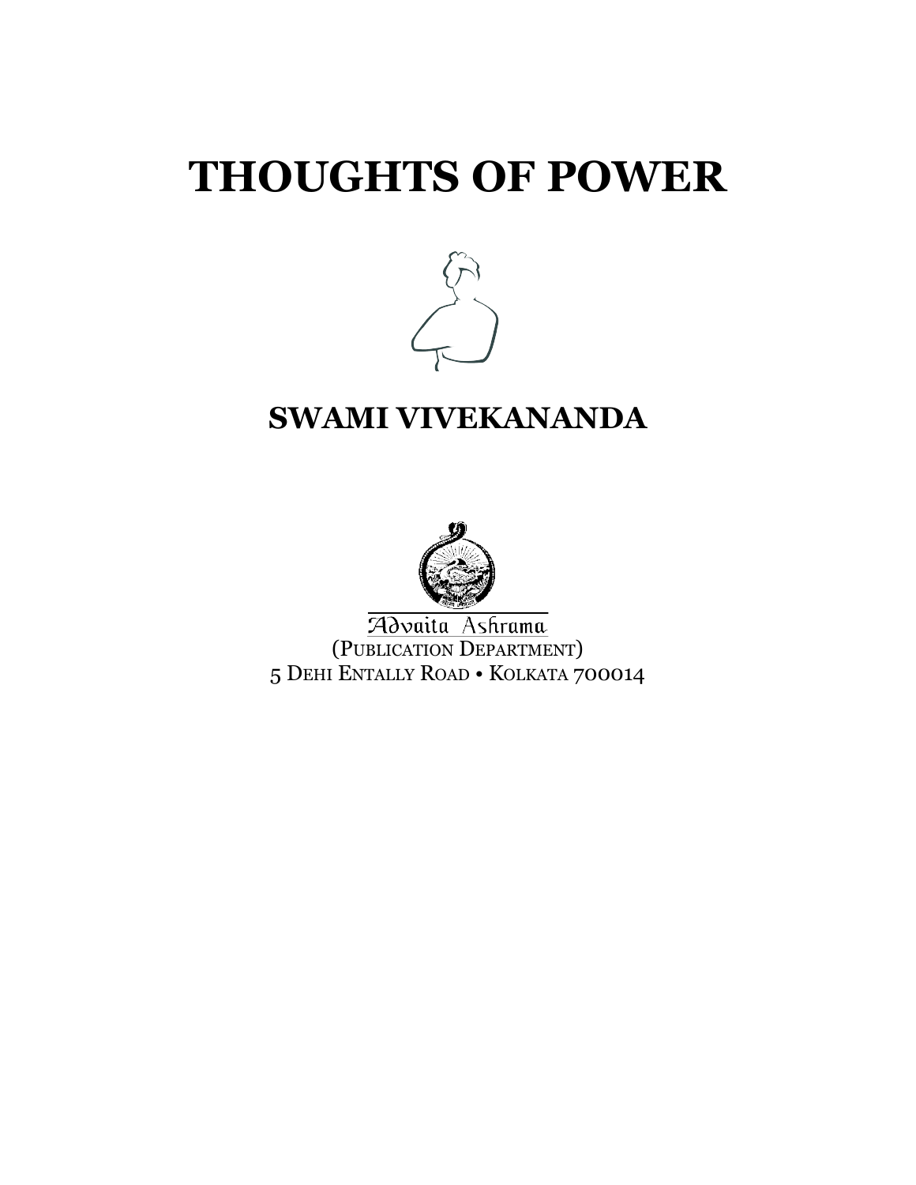# THOUGHTS OF POWER

## SWAMI VIVEKANANDA

Advaita Ashrama
(PUBLICATION DEPARTMENT)
5 DEHI ENTALLY ROAD • KOLKATA 700014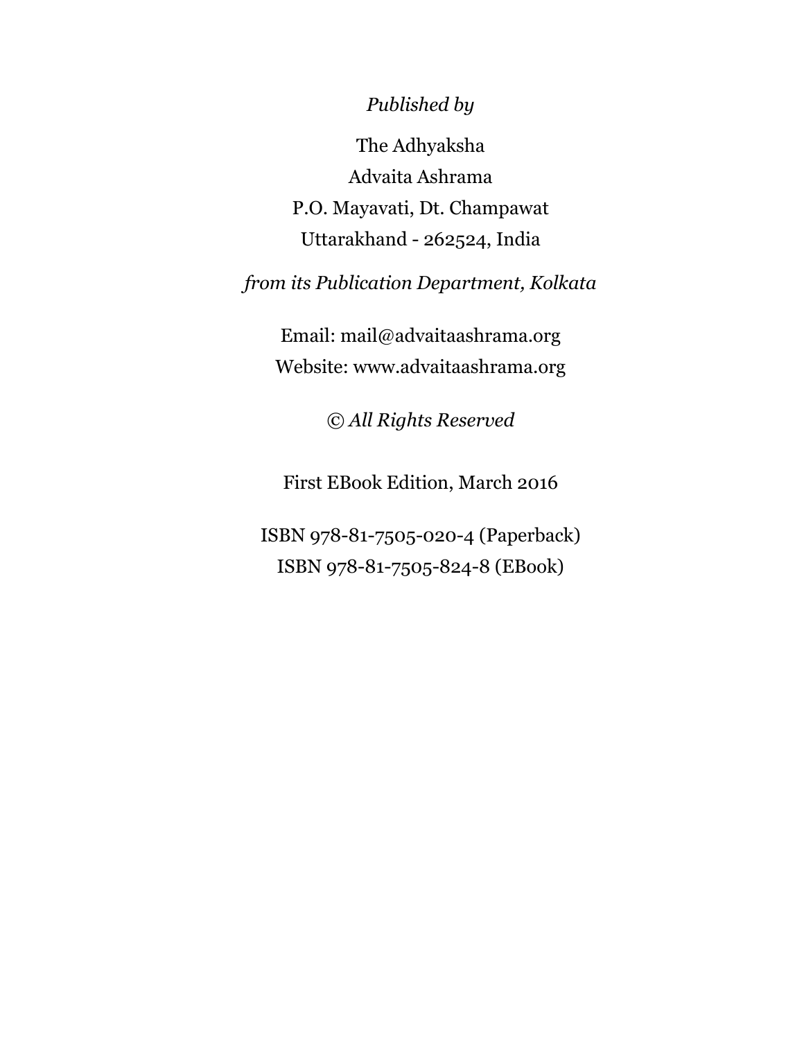*Published by*

The Adhyaksha
Advaita Ashrama
P.O. Mayavati, Dt. Champawat
Uttarakhand - 262524, India

*from its Publication Department, Kolkata*

Email: mail@advaitaashrama.org
Website: www.advaitaashrama.org

© *All Rights Reserved*

First EBook Edition, March 2016

ISBN 978-81-7505-020-4 (Paperback)
ISBN 978-81-7505-824-8 (EBook)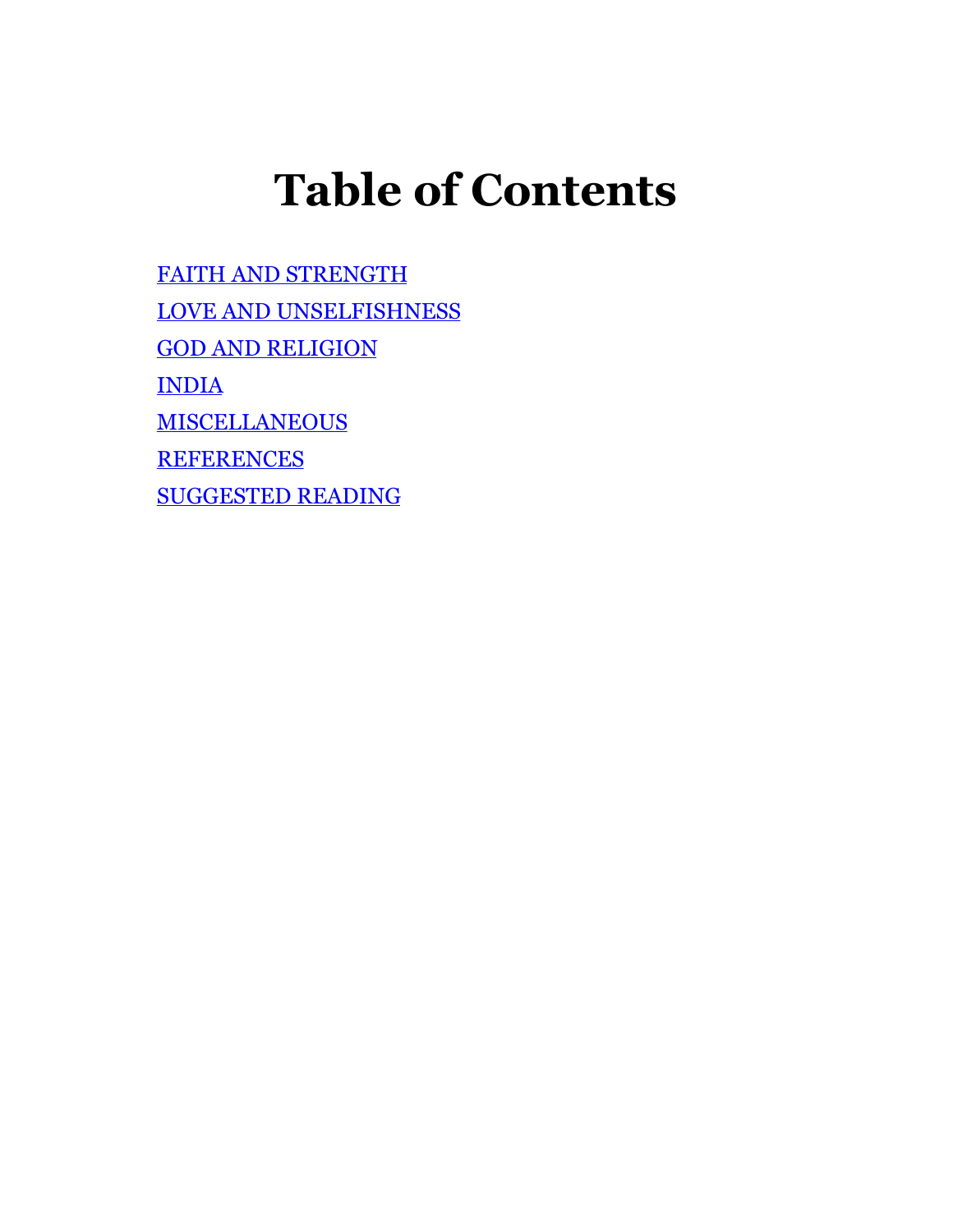# Table of Contents

- FAITH AND STRENGTH
- LOVE AND UNSELFISHNESS
- GOD AND RELIGION
- INDIA
- MISCELLANEOUS
- REFERENCES
- SUGGESTED READING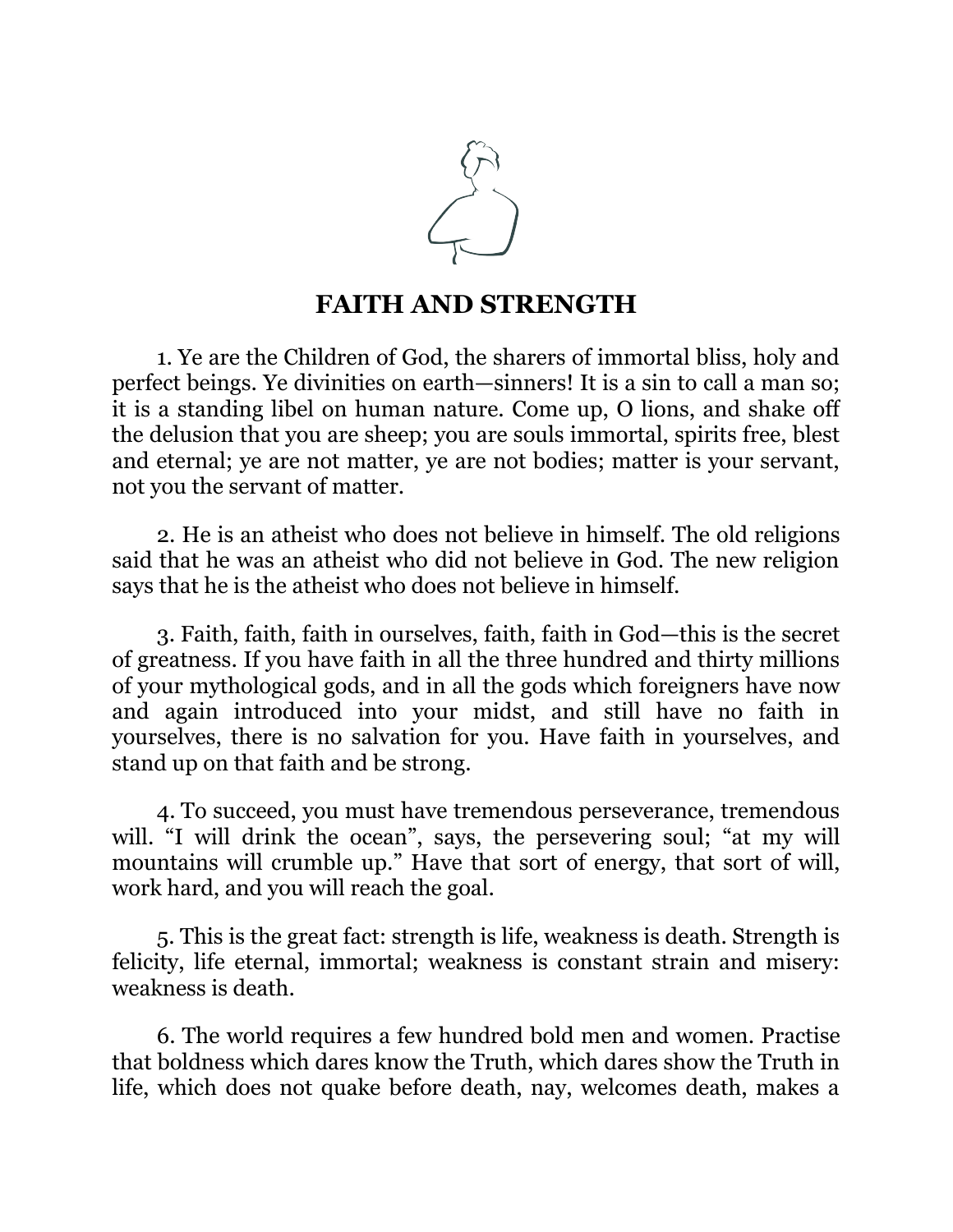## FAITH AND STRENGTH

1. Ye are the Children of God, the sharers of immortal bliss, holy and perfect beings. Ye divinities on earth—sinners! It is a sin to call a man so; it is a standing libel on human nature. Come up, O lions, and shake off the delusion that you are sheep; you are souls immortal, spirits free, blest and eternal; ye are not matter, ye are not bodies; matter is your servant, not you the servant of matter.

2. He is an atheist who does not believe in himself. The old religions said that he was an atheist who did not believe in God. The new religion says that he is the atheist who does not believe in himself.

3. Faith, faith, faith in ourselves, faith, faith in God—this is the secret of greatness. If you have faith in all the three hundred and thirty millions of your mythological gods, and in all the gods which foreigners have now and again introduced into your midst, and still have no faith in yourselves, there is no salvation for you. Have faith in yourselves, and stand up on that faith and be strong.

4. To succeed, you must have tremendous perseverance, tremendous will. "I will drink the ocean", says, the persevering soul; "at my will mountains will crumble up." Have that sort of energy, that sort of will, work hard, and you will reach the goal.

5. This is the great fact: strength is life, weakness is death. Strength is felicity, life eternal, immortal; weakness is constant strain and misery: weakness is death.

6. The world requires a few hundred bold men and women. Practise that boldness which dares know the Truth, which dares show the Truth in life, which does not quake before death, nay, welcomes death, makes a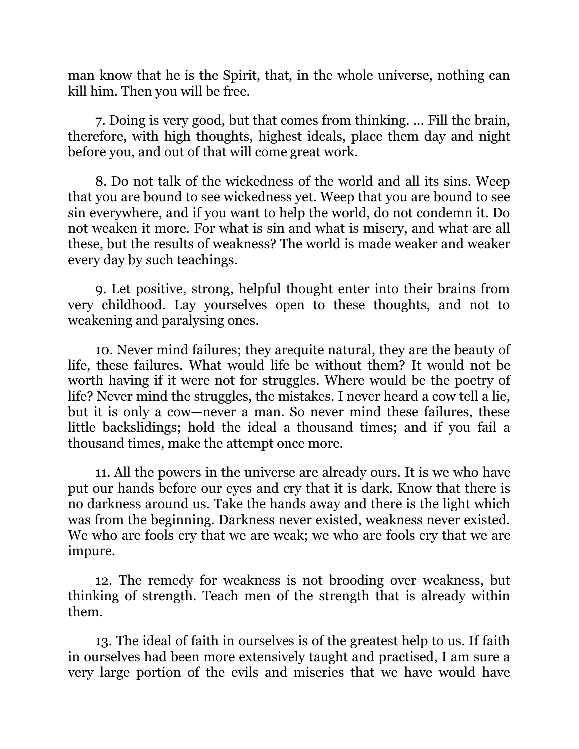man know that he is the Spirit, that, in the whole universe, nothing can kill him. Then you will be free.

7. Doing is very good, but that comes from thinking. … Fill the brain, therefore, with high thoughts, highest ideals, place them day and night before you, and out of that will come great work.

8. Do not talk of the wickedness of the world and all its sins. Weep that you are bound to see wickedness yet. Weep that you are bound to see sin everywhere, and if you want to help the world, do not condemn it. Do not weaken it more. For what is sin and what is misery, and what are all these, but the results of weakness? The world is made weaker and weaker every day by such teachings.

9. Let positive, strong, helpful thought enter into their brains from very childhood. Lay yourselves open to these thoughts, and not to weakening and paralysing ones.

10. Never mind failures; they arequite natural, they are the beauty of life, these failures. What would life be without them? It would not be worth having if it were not for struggles. Where would be the poetry of life? Never mind the struggles, the mistakes. I never heard a cow tell a lie, but it is only a cow—never a man. So never mind these failures, these little backslidings; hold the ideal a thousand times; and if you fail a thousand times, make the attempt once more.

11. All the powers in the universe are already ours. It is we who have put our hands before our eyes and cry that it is dark. Know that there is no darkness around us. Take the hands away and there is the light which was from the beginning. Darkness never existed, weakness never existed. We who are fools cry that we are weak; we who are fools cry that we are impure.

12. The remedy for weakness is not brooding over weakness, but thinking of strength. Teach men of the strength that is already within them.

13. The ideal of faith in ourselves is of the greatest help to us. If faith in ourselves had been more extensively taught and practised, I am sure a very large portion of the evils and miseries that we have would have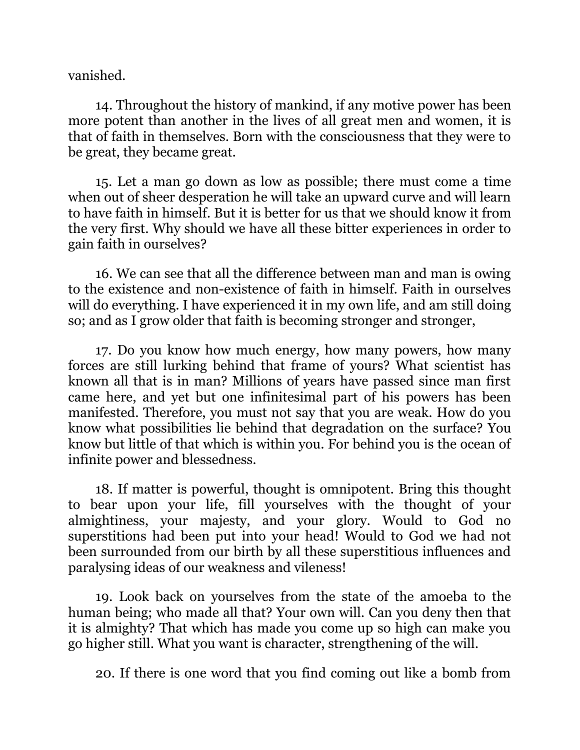vanished.

14. Throughout the history of mankind, if any motive power has been more potent than another in the lives of all great men and women, it is that of faith in themselves. Born with the consciousness that they were to be great, they became great.

15. Let a man go down as low as possible; there must come a time when out of sheer desperation he will take an upward curve and will learn to have faith in himself. But it is better for us that we should know it from the very first. Why should we have all these bitter experiences in order to gain faith in ourselves?

16. We can see that all the difference between man and man is owing to the existence and non-existence of faith in himself. Faith in ourselves will do everything. I have experienced it in my own life, and am still doing so; and as I grow older that faith is becoming stronger and stronger,

17. Do you know how much energy, how many powers, how many forces are still lurking behind that frame of yours? What scientist has known all that is in man? Millions of years have passed since man first came here, and yet but one infinitesimal part of his powers has been manifested. Therefore, you must not say that you are weak. How do you know what possibilities lie behind that degradation on the surface? You know but little of that which is within you. For behind you is the ocean of infinite power and blessedness.

18. If matter is powerful, thought is omnipotent. Bring this thought to bear upon your life, fill yourselves with the thought of your almightiness, your majesty, and your glory. Would to God no superstitions had been put into your head! Would to God we had not been surrounded from our birth by all these superstitious influences and paralysing ideas of our weakness and vileness!

19. Look back on yourselves from the state of the amoeba to the human being; who made all that? Your own will. Can you deny then that it is almighty? That which has made you come up so high can make you go higher still. What you want is character, strengthening of the will.

20. If there is one word that you find coming out like a bomb from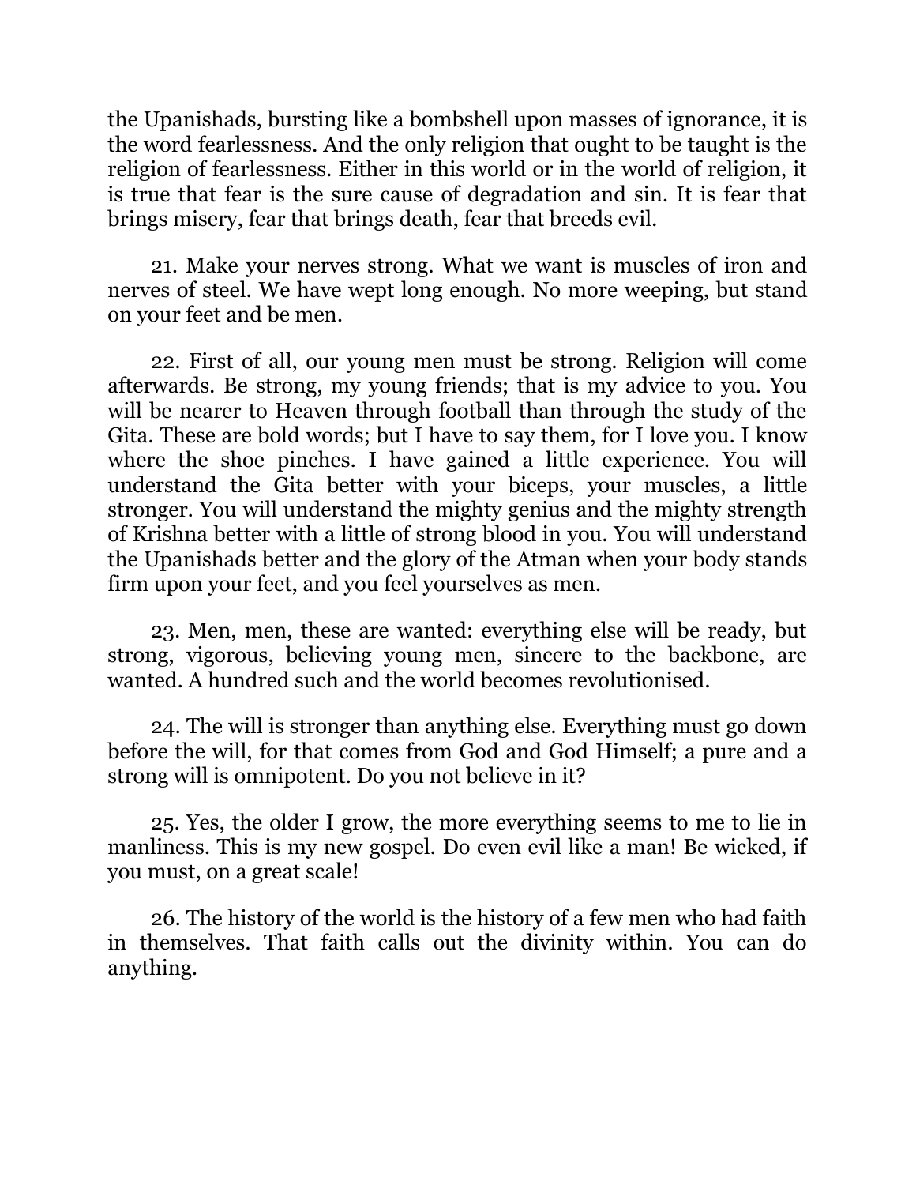the Upanishads, bursting like a bombshell upon masses of ignorance, it is the word fearlessness. And the only religion that ought to be taught is the religion of fearlessness. Either in this world or in the world of religion, it is true that fear is the sure cause of degradation and sin. It is fear that brings misery, fear that brings death, fear that breeds evil.

21. Make your nerves strong. What we want is muscles of iron and nerves of steel. We have wept long enough. No more weeping, but stand on your feet and be men.

22. First of all, our young men must be strong. Religion will come afterwards. Be strong, my young friends; that is my advice to you. You will be nearer to Heaven through football than through the study of the Gita. These are bold words; but I have to say them, for I love you. I know where the shoe pinches. I have gained a little experience. You will understand the Gita better with your biceps, your muscles, a little stronger. You will understand the mighty genius and the mighty strength of Krishna better with a little of strong blood in you. You will understand the Upanishads better and the glory of the Atman when your body stands firm upon your feet, and you feel yourselves as men.

23. Men, men, these are wanted: everything else will be ready, but strong, vigorous, believing young men, sincere to the backbone, are wanted. A hundred such and the world becomes revolutionised.

24. The will is stronger than anything else. Everything must go down before the will, for that comes from God and God Himself; a pure and a strong will is omnipotent. Do you not believe in it?

25. Yes, the older I grow, the more everything seems to me to lie in manliness. This is my new gospel. Do even evil like a man! Be wicked, if you must, on a great scale!

26. The history of the world is the history of a few men who had faith in themselves. That faith calls out the divinity within. You can do anything.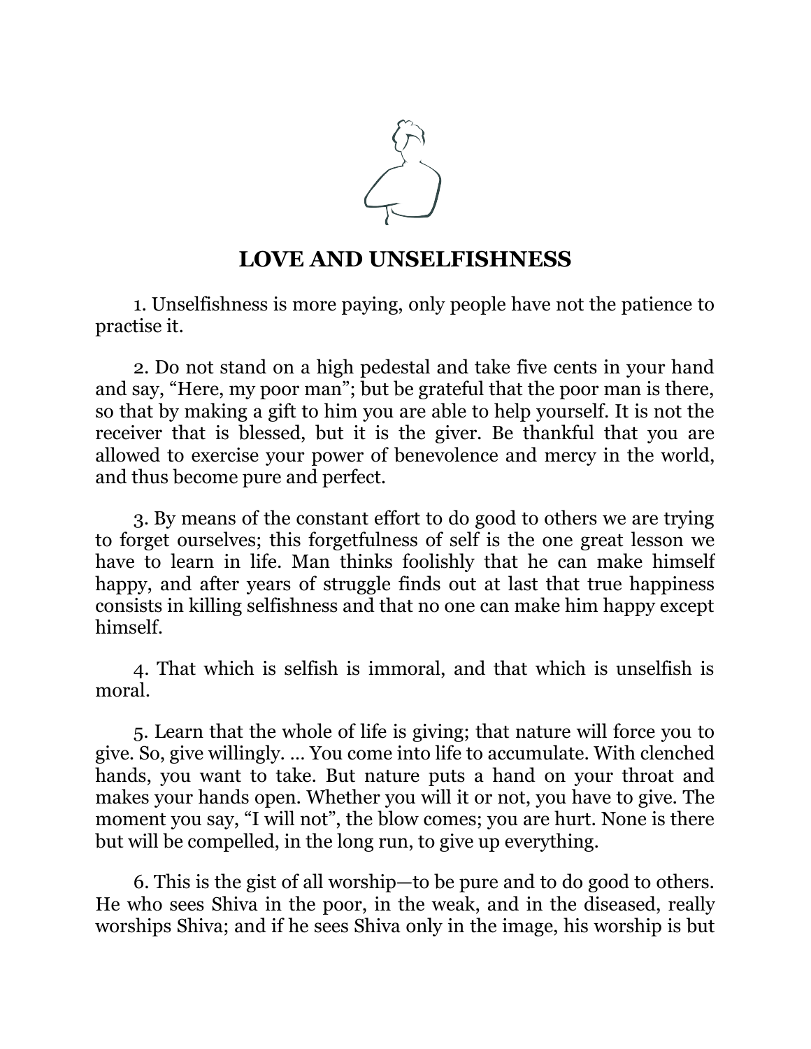# LOVE AND UNSELFISHNESS

1. Unselfishness is more paying, only people have not the patience to practise it.

2. Do not stand on a high pedestal and take five cents in your hand and say, “Here, my poor man”; but be grateful that the poor man is there, so that by making a gift to him you are able to help yourself. It is not the receiver that is blessed, but it is the giver. Be thankful that you are allowed to exercise your power of benevolence and mercy in the world, and thus become pure and perfect.

3. By means of the constant effort to do good to others we are trying to forget ourselves; this forgetfulness of self is the one great lesson we have to learn in life. Man thinks foolishly that he can make himself happy, and after years of struggle finds out at last that true happiness consists in killing selfishness and that no one can make him happy except himself.

4. That which is selfish is immoral, and that which is unselfish is moral.

5. Learn that the whole of life is giving; that nature will force you to give. So, give willingly. … You come into life to accumulate. With clenched hands, you want to take. But nature puts a hand on your throat and makes your hands open. Whether you will it or not, you have to give. The moment you say, “I will not”, the blow comes; you are hurt. None is there but will be compelled, in the long run, to give up everything.

6. This is the gist of all worship—to be pure and to do good to others. He who sees Shiva in the poor, in the weak, and in the diseased, really worships Shiva; and if he sees Shiva only in the image, his worship is but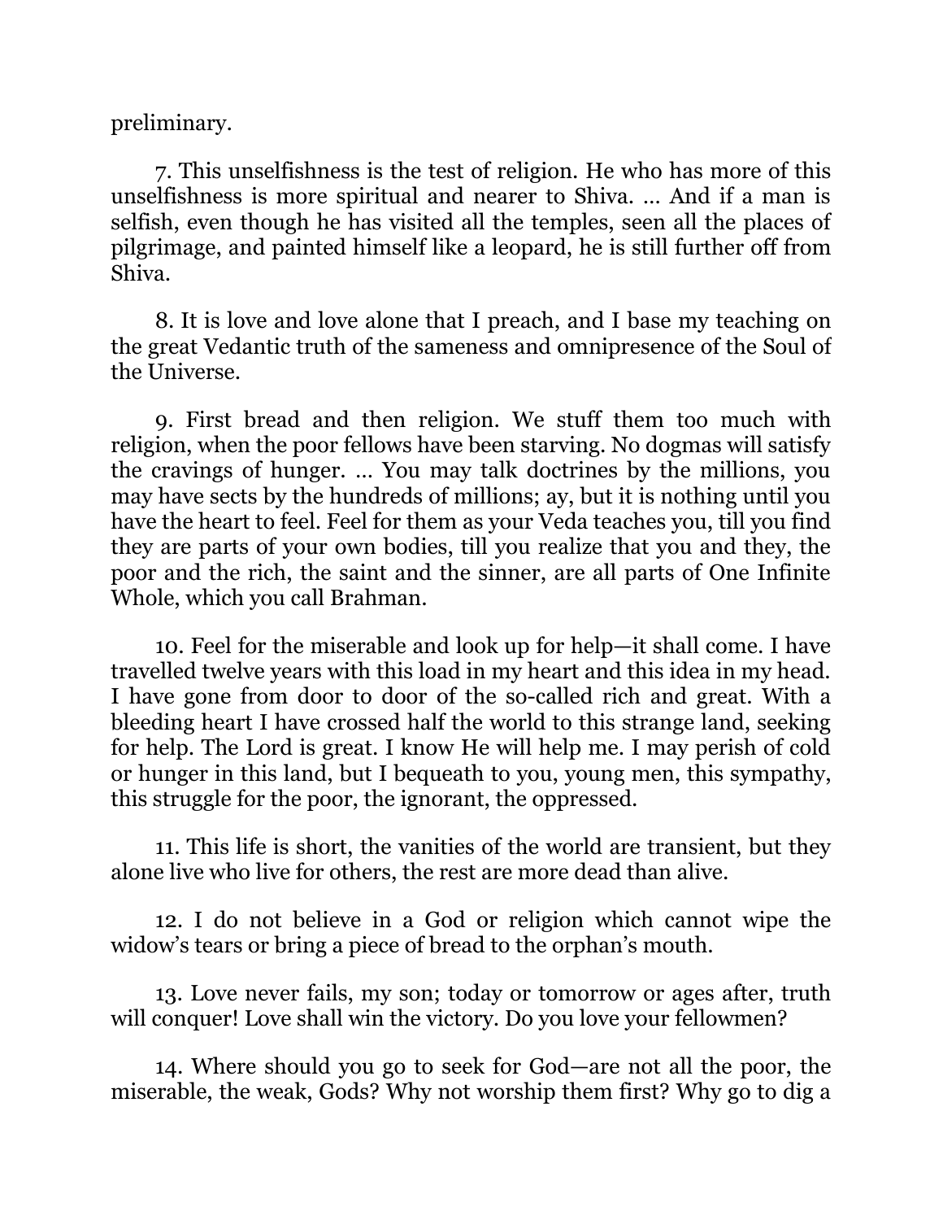preliminary.

7. This unselfishness is the test of religion. He who has more of this unselfishness is more spiritual and nearer to Shiva. … And if a man is selfish, even though he has visited all the temples, seen all the places of pilgrimage, and painted himself like a leopard, he is still further off from Shiva.

8. It is love and love alone that I preach, and I base my teaching on the great Vedantic truth of the sameness and omnipresence of the Soul of the Universe.

9. First bread and then religion. We stuff them too much with religion, when the poor fellows have been starving. No dogmas will satisfy the cravings of hunger. … You may talk doctrines by the millions, you may have sects by the hundreds of millions; ay, but it is nothing until you have the heart to feel. Feel for them as your Veda teaches you, till you find they are parts of your own bodies, till you realize that you and they, the poor and the rich, the saint and the sinner, are all parts of One Infinite Whole, which you call Brahman.

10. Feel for the miserable and look up for help—it shall come. I have travelled twelve years with this load in my heart and this idea in my head. I have gone from door to door of the so-called rich and great. With a bleeding heart I have crossed half the world to this strange land, seeking for help. The Lord is great. I know He will help me. I may perish of cold or hunger in this land, but I bequeath to you, young men, this sympathy, this struggle for the poor, the ignorant, the oppressed.

11. This life is short, the vanities of the world are transient, but they alone live who live for others, the rest are more dead than alive.

12. I do not believe in a God or religion which cannot wipe the widow's tears or bring a piece of bread to the orphan's mouth.

13. Love never fails, my son; today or tomorrow or ages after, truth will conquer! Love shall win the victory. Do you love your fellowmen?

14. Where should you go to seek for God—are not all the poor, the miserable, the weak, Gods? Why not worship them first? Why go to dig a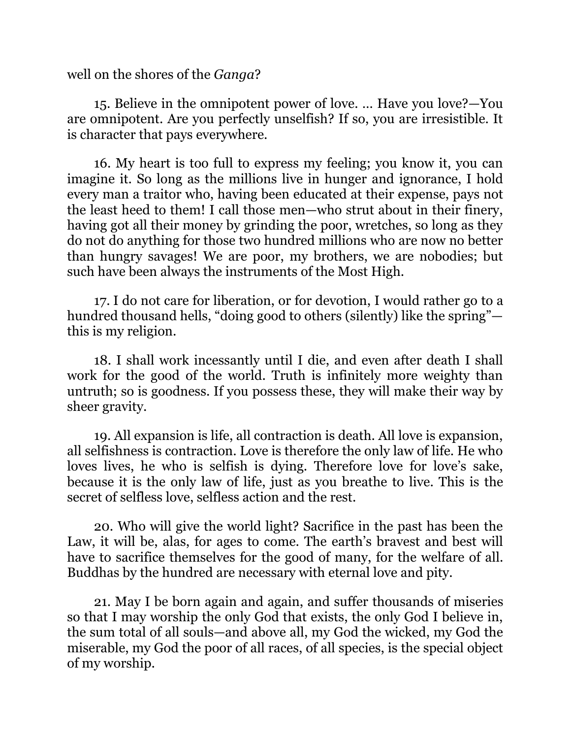well on the shores of the *Ganga*?

15. Believe in the omnipotent power of love. … Have you love?—You are omnipotent. Are you perfectly unselfish? If so, you are irresistible. It is character that pays everywhere.

16. My heart is too full to express my feeling; you know it, you can imagine it. So long as the millions live in hunger and ignorance, I hold every man a traitor who, having been educated at their expense, pays not the least heed to them! I call those men—who strut about in their finery, having got all their money by grinding the poor, wretches, so long as they do not do anything for those two hundred millions who are now no better than hungry savages! We are poor, my brothers, we are nobodies; but such have been always the instruments of the Most High.

17. I do not care for liberation, or for devotion, I would rather go to a hundred thousand hells, "doing good to others (silently) like the spring"—this is my religion.

18. I shall work incessantly until I die, and even after death I shall work for the good of the world. Truth is infinitely more weighty than untruth; so is goodness. If you possess these, they will make their way by sheer gravity.

19. All expansion is life, all contraction is death. All love is expansion, all selfishness is contraction. Love is therefore the only law of life. He who loves lives, he who is selfish is dying. Therefore love for love's sake, because it is the only law of life, just as you breathe to live. This is the secret of selfless love, selfless action and the rest.

20. Who will give the world light? Sacrifice in the past has been the Law, it will be, alas, for ages to come. The earth's bravest and best will have to sacrifice themselves for the good of many, for the welfare of all. Buddhas by the hundred are necessary with eternal love and pity.

21. May I be born again and again, and suffer thousands of miseries so that I may worship the only God that exists, the only God I believe in, the sum total of all souls—and above all, my God the wicked, my God the miserable, my God the poor of all races, of all species, is the special object of my worship.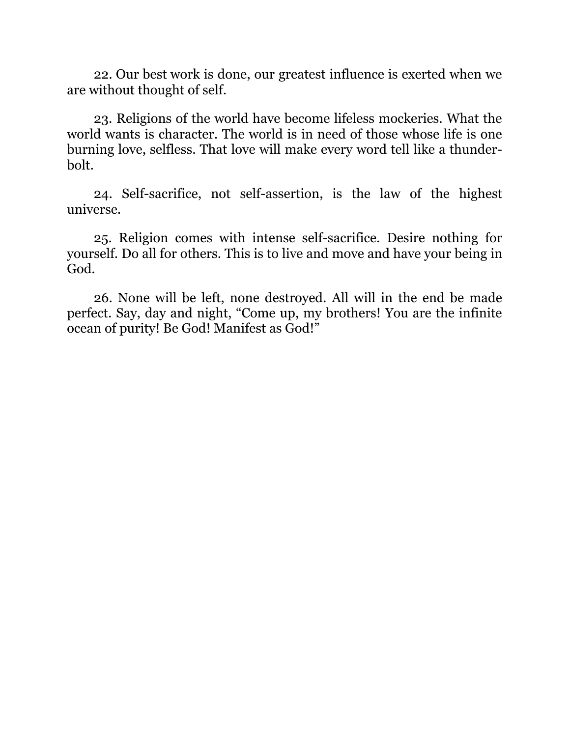22. Our best work is done, our greatest influence is exerted when we are without thought of self.

23. Religions of the world have become lifeless mockeries. What the world wants is character. The world is in need of those whose life is one burning love, selfless. That love will make every word tell like a thunderbolt.

24. Self-sacrifice, not self-assertion, is the law of the highest universe.

25. Religion comes with intense self-sacrifice. Desire nothing for yourself. Do all for others. This is to live and move and have your being in God.

26. None will be left, none destroyed. All will in the end be made perfect. Say, day and night, “Come up, my brothers! You are the infinite ocean of purity! Be God! Manifest as God!”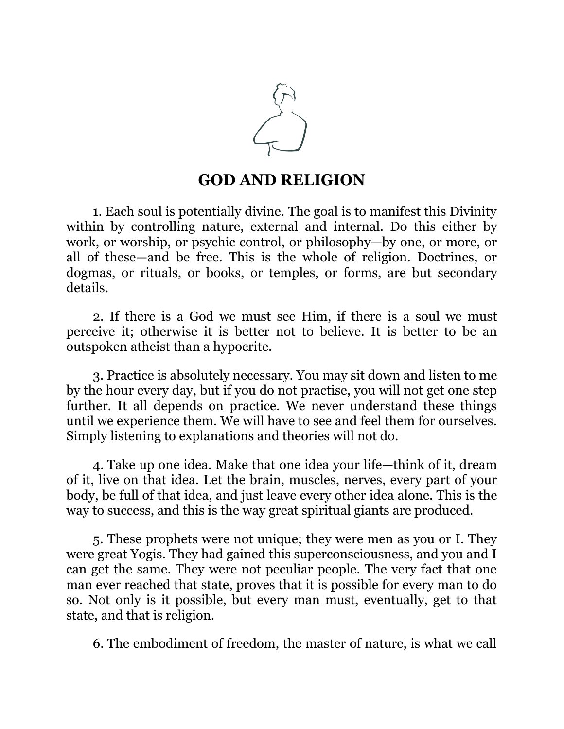# GOD AND RELIGION

1. Each soul is potentially divine. The goal is to manifest this Divinity within by controlling nature, external and internal. Do this either by work, or worship, or psychic control, or philosophy—by one, or more, or all of these—and be free. This is the whole of religion. Doctrines, or dogmas, or rituals, or books, or temples, or forms, are but secondary details.

2. If there is a God we must see Him, if there is a soul we must perceive it; otherwise it is better not to believe. It is better to be an outspoken atheist than a hypocrite.

3. Practice is absolutely necessary. You may sit down and listen to me by the hour every day, but if you do not practise, you will not get one step further. It all depends on practice. We never understand these things until we experience them. We will have to see and feel them for ourselves. Simply listening to explanations and theories will not do.

4. Take up one idea. Make that one idea your life—think of it, dream of it, live on that idea. Let the brain, muscles, nerves, every part of your body, be full of that idea, and just leave every other idea alone. This is the way to success, and this is the way great spiritual giants are produced.

5. These prophets were not unique; they were men as you or I. They were great Yogis. They had gained this superconsciousness, and you and I can get the same. They were not peculiar people. The very fact that one man ever reached that state, proves that it is possible for every man to do so. Not only is it possible, but every man must, eventually, get to that state, and that is religion.

6. The embodiment of freedom, the master of nature, is what we call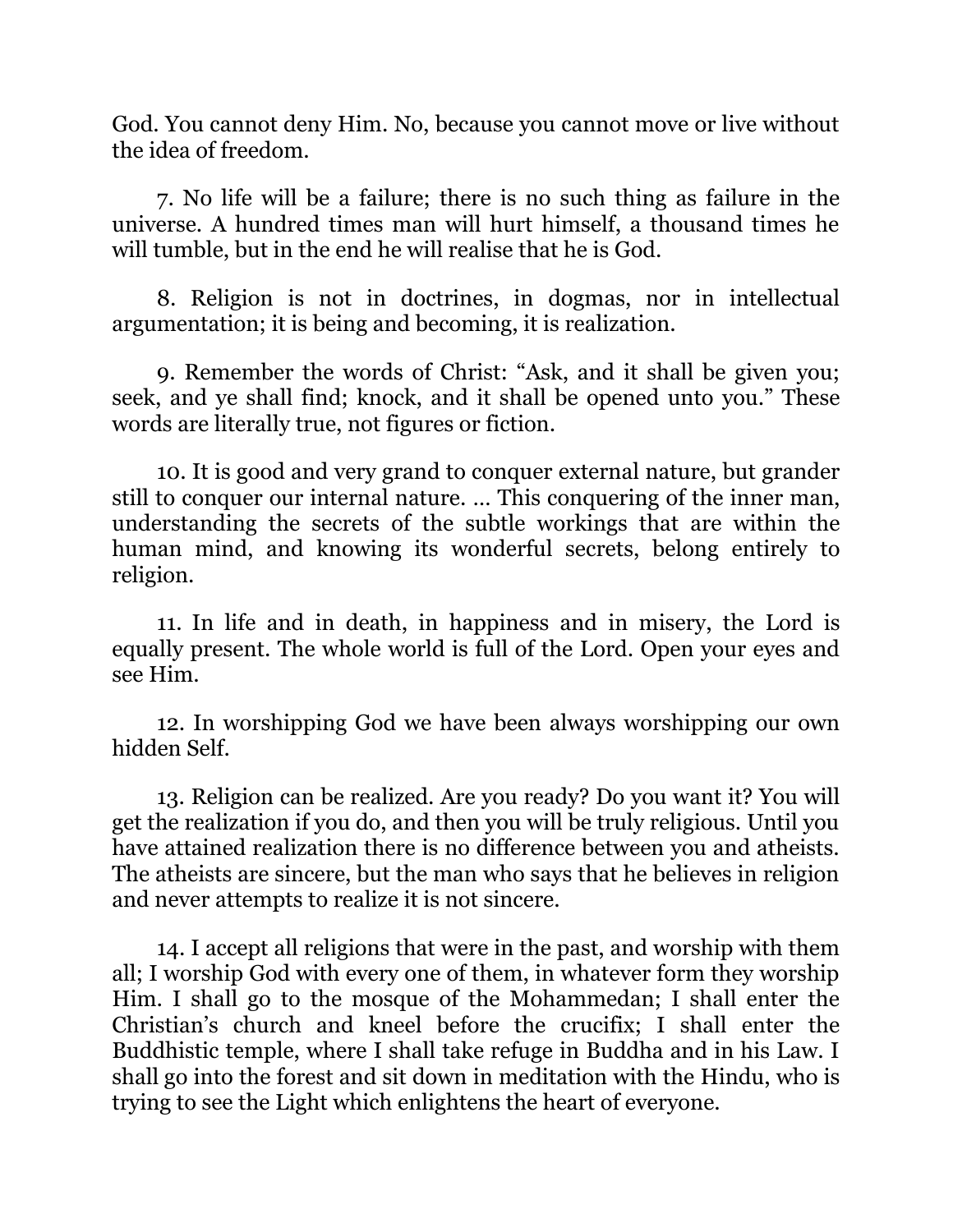God. You cannot deny Him. No, because you cannot move or live without the idea of freedom.

7. No life will be a failure; there is no such thing as failure in the universe. A hundred times man will hurt himself, a thousand times he will tumble, but in the end he will realise that he is God.

8. Religion is not in doctrines, in dogmas, nor in intellectual argumentation; it is being and becoming, it is realization.

9. Remember the words of Christ: "Ask, and it shall be given you; seek, and ye shall find; knock, and it shall be opened unto you." These words are literally true, not figures or fiction.

10. It is good and very grand to conquer external nature, but grander still to conquer our internal nature. … This conquering of the inner man, understanding the secrets of the subtle workings that are within the human mind, and knowing its wonderful secrets, belong entirely to religion.

11. In life and in death, in happiness and in misery, the Lord is equally present. The whole world is full of the Lord. Open your eyes and see Him.

12. In worshipping God we have been always worshipping our own hidden Self.

13. Religion can be realized. Are you ready? Do you want it? You will get the realization if you do, and then you will be truly religious. Until you have attained realization there is no difference between you and atheists. The atheists are sincere, but the man who says that he believes in religion and never attempts to realize it is not sincere.

14. I accept all religions that were in the past, and worship with them all; I worship God with every one of them, in whatever form they worship Him. I shall go to the mosque of the Mohammedan; I shall enter the Christian's church and kneel before the crucifix; I shall enter the Buddhistic temple, where I shall take refuge in Buddha and in his Law. I shall go into the forest and sit down in meditation with the Hindu, who is trying to see the Light which enlightens the heart of everyone.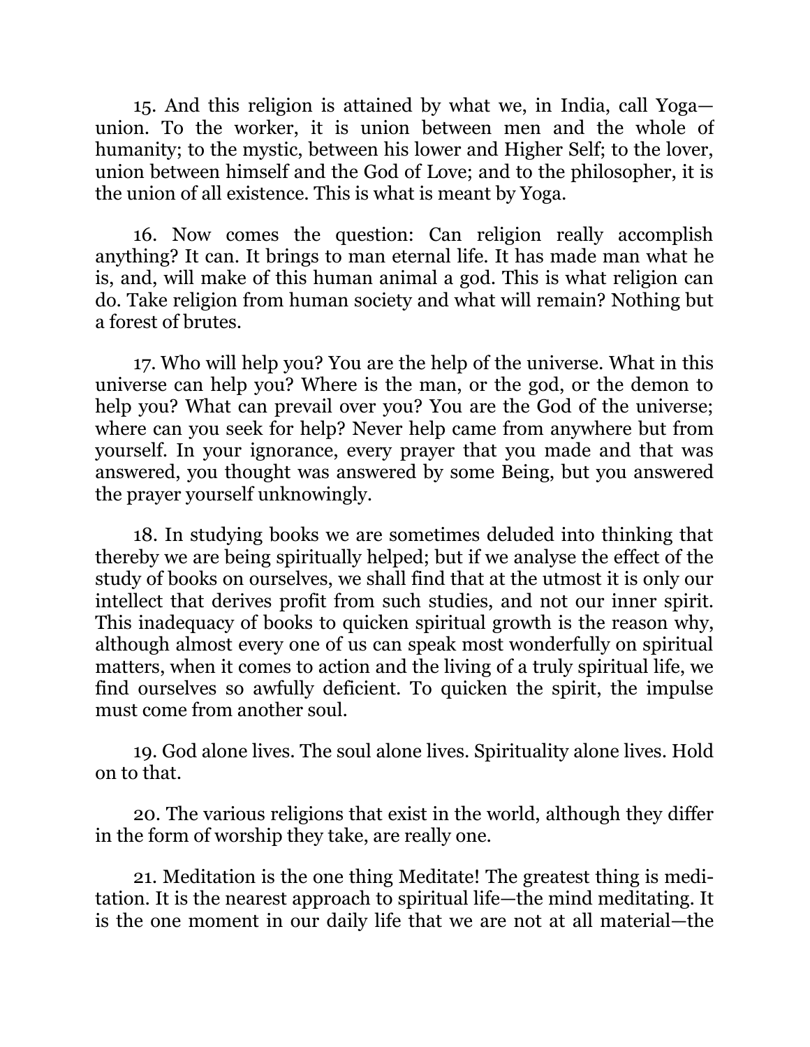15. And this religion is attained by what we, in India, call Yoga—union. To the worker, it is union between men and the whole of humanity; to the mystic, between his lower and Higher Self; to the lover, union between himself and the God of Love; and to the philosopher, it is the union of all existence. This is what is meant by Yoga.

16. Now comes the question: Can religion really accomplish anything? It can. It brings to man eternal life. It has made man what he is, and, will make of this human animal a god. This is what religion can do. Take religion from human society and what will remain? Nothing but a forest of brutes.

17. Who will help you? You are the help of the universe. What in this universe can help you? Where is the man, or the god, or the demon to help you? What can prevail over you? You are the God of the universe; where can you seek for help? Never help came from anywhere but from yourself. In your ignorance, every prayer that you made and that was answered, you thought was answered by some Being, but you answered the prayer yourself unknowingly.

18. In studying books we are sometimes deluded into thinking that thereby we are being spiritually helped; but if we analyse the effect of the study of books on ourselves, we shall find that at the utmost it is only our intellect that derives profit from such studies, and not our inner spirit. This inadequacy of books to quicken spiritual growth is the reason why, although almost every one of us can speak most wonderfully on spiritual matters, when it comes to action and the living of a truly spiritual life, we find ourselves so awfully deficient. To quicken the spirit, the impulse must come from another soul.

19. God alone lives. The soul alone lives. Spirituality alone lives. Hold on to that.

20. The various religions that exist in the world, although they differ in the form of worship they take, are really one.

21. Meditation is the one thing Meditate! The greatest thing is meditation. It is the nearest approach to spiritual life—the mind meditating. It is the one moment in our daily life that we are not at all material—the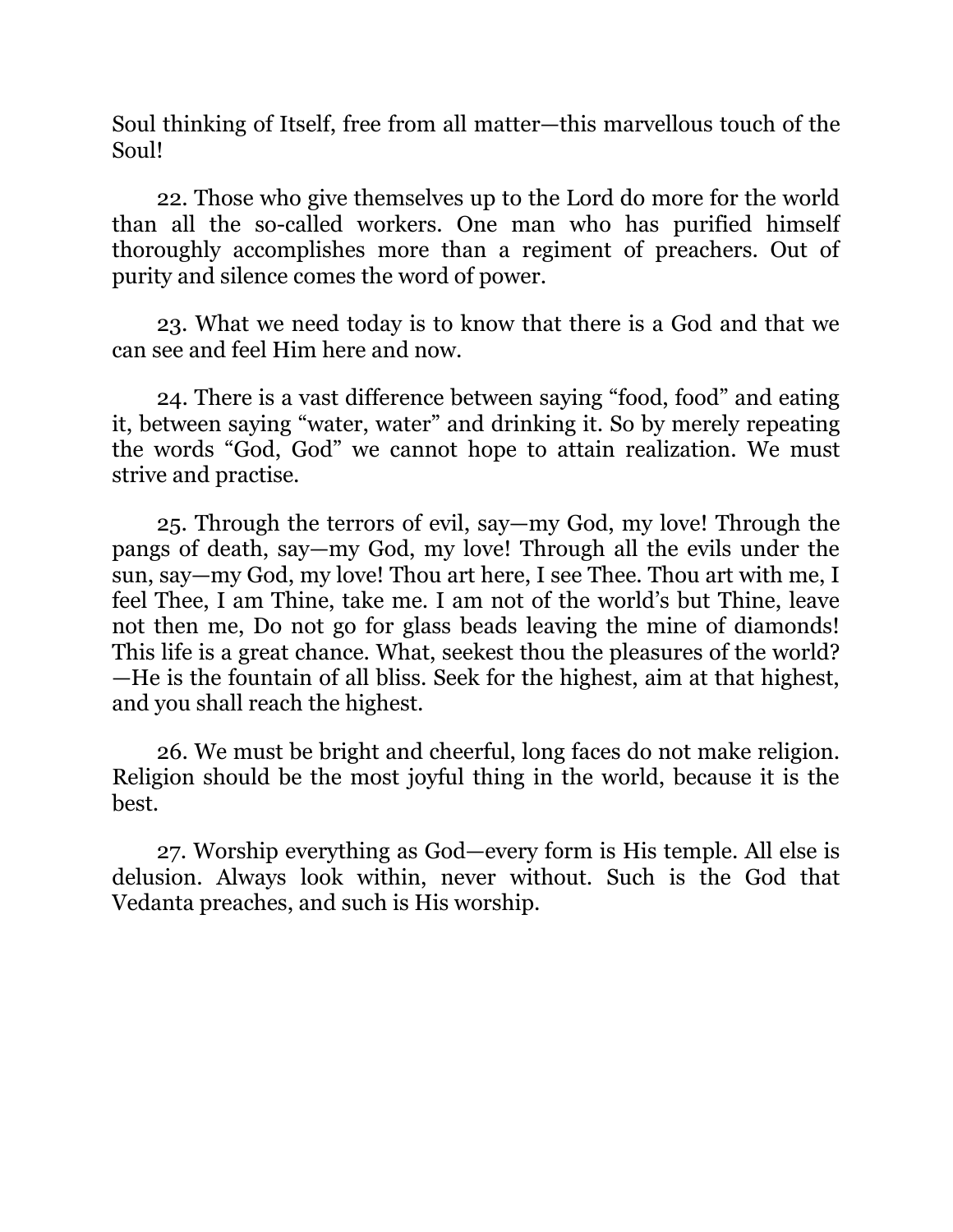Soul thinking of Itself, free from all matter—this marvellous touch of the Soul!

22. Those who give themselves up to the Lord do more for the world than all the so-called workers. One man who has purified himself thoroughly accomplishes more than a regiment of preachers. Out of purity and silence comes the word of power.

23. What we need today is to know that there is a God and that we can see and feel Him here and now.

24. There is a vast difference between saying "food, food" and eating it, between saying "water, water" and drinking it. So by merely repeating the words "God, God" we cannot hope to attain realization. We must strive and practise.

25. Through the terrors of evil, say—my God, my love! Through the pangs of death, say—my God, my love! Through all the evils under the sun, say—my God, my love! Thou art here, I see Thee. Thou art with me, I feel Thee, I am Thine, take me. I am not of the world's but Thine, leave not then me, Do not go for glass beads leaving the mine of diamonds! This life is a great chance. What, seekest thou the pleasures of the world? —He is the fountain of all bliss. Seek for the highest, aim at that highest, and you shall reach the highest.

26. We must be bright and cheerful, long faces do not make religion. Religion should be the most joyful thing in the world, because it is the best.

27. Worship everything as God—every form is His temple. All else is delusion. Always look within, never without. Such is the God that Vedanta preaches, and such is His worship.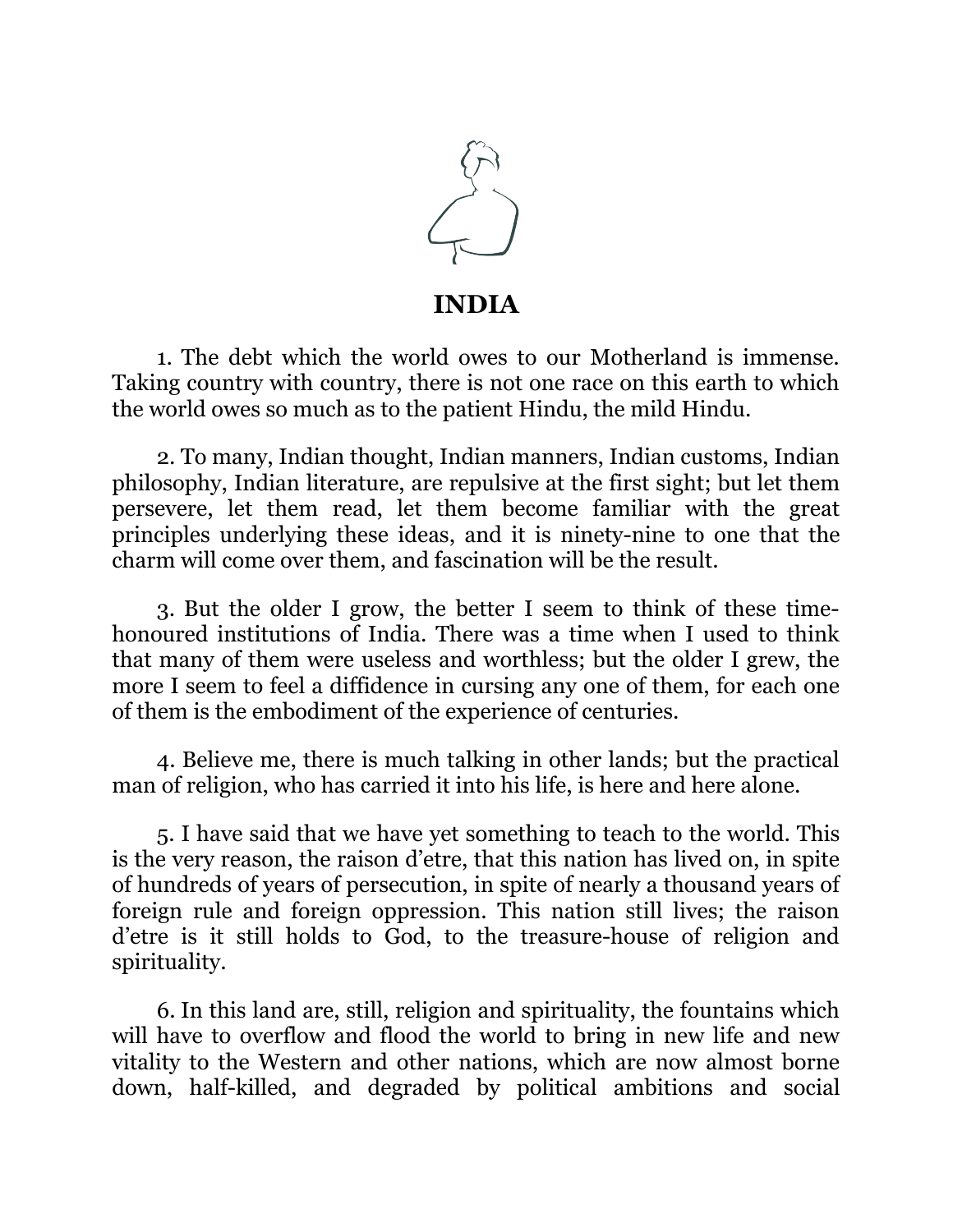# INDIA

1. The debt which the world owes to our Motherland is immense. Taking country with country, there is not one race on this earth to which the world owes so much as to the patient Hindu, the mild Hindu.

2. To many, Indian thought, Indian manners, Indian customs, Indian philosophy, Indian literature, are repulsive at the first sight; but let them persevere, let them read, let them become familiar with the great principles underlying these ideas, and it is ninety-nine to one that the charm will come over them, and fascination will be the result.

3. But the older I grow, the better I seem to think of these time-honoured institutions of India. There was a time when I used to think that many of them were useless and worthless; but the older I grew, the more I seem to feel a diffidence in cursing any one of them, for each one of them is the embodiment of the experience of centuries.

4. Believe me, there is much talking in other lands; but the practical man of religion, who has carried it into his life, is here and here alone.

5. I have said that we have yet something to teach to the world. This is the very reason, the raison d'etre, that this nation has lived on, in spite of hundreds of years of persecution, in spite of nearly a thousand years of foreign rule and foreign oppression. This nation still lives; the raison d'etre is it still holds to God, to the treasure-house of religion and spirituality.

6. In this land are, still, religion and spirituality, the fountains which will have to overflow and flood the world to bring in new life and new vitality to the Western and other nations, which are now almost borne down, half-killed, and degraded by political ambitions and social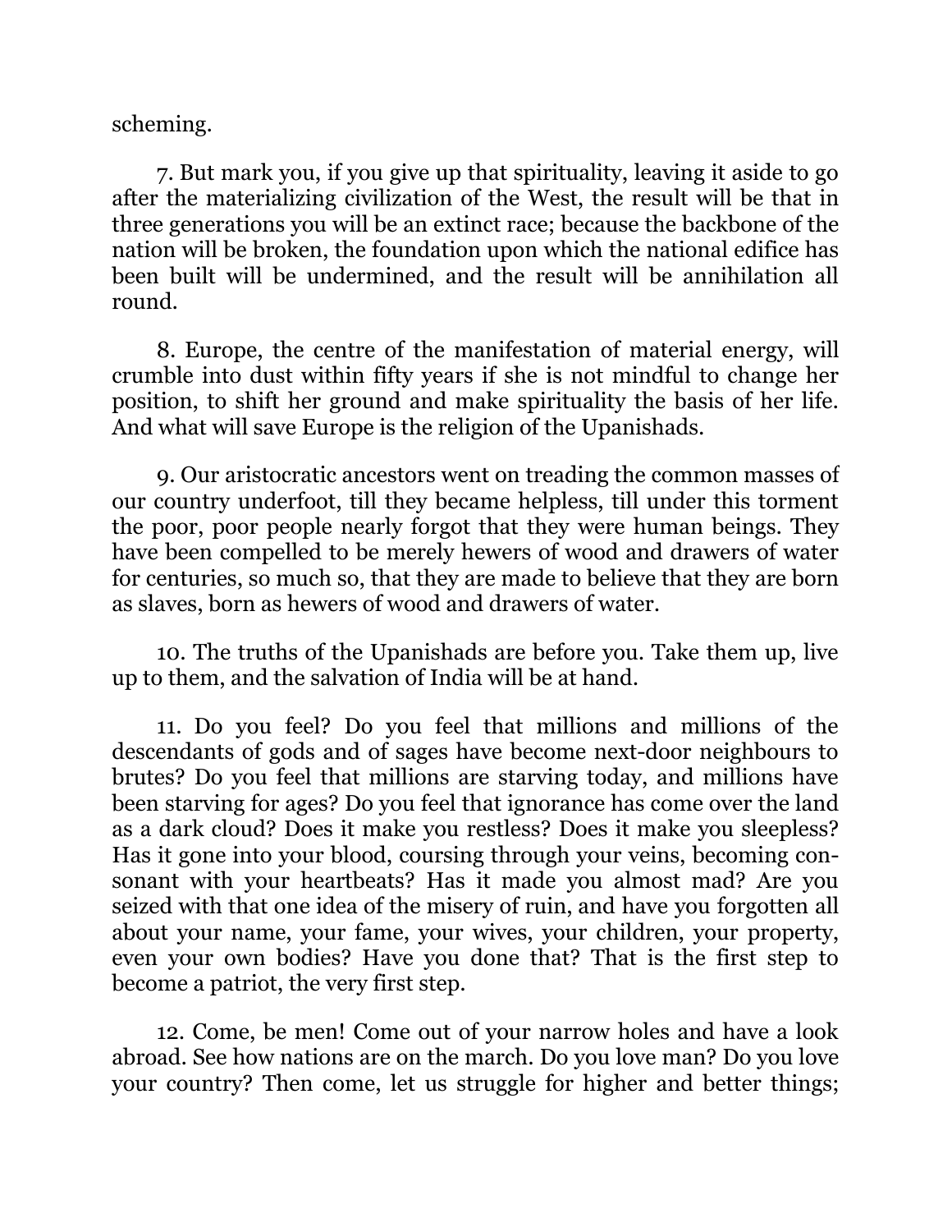scheming.

7. But mark you, if you give up that spirituality, leaving it aside to go after the materializing civilization of the West, the result will be that in three generations you will be an extinct race; because the backbone of the nation will be broken, the foundation upon which the national edifice has been built will be undermined, and the result will be annihilation all round.

8. Europe, the centre of the manifestation of material energy, will crumble into dust within fifty years if she is not mindful to change her position, to shift her ground and make spirituality the basis of her life. And what will save Europe is the religion of the Upanishads.

9. Our aristocratic ancestors went on treading the common masses of our country underfoot, till they became helpless, till under this torment the poor, poor people nearly forgot that they were human beings. They have been compelled to be merely hewers of wood and drawers of water for centuries, so much so, that they are made to believe that they are born as slaves, born as hewers of wood and drawers of water.

10. The truths of the Upanishads are before you. Take them up, live up to them, and the salvation of India will be at hand.

11. Do you feel? Do you feel that millions and millions of the descendants of gods and of sages have become next-door neighbours to brutes? Do you feel that millions are starving today, and millions have been starving for ages? Do you feel that ignorance has come over the land as a dark cloud? Does it make you restless? Does it make you sleepless? Has it gone into your blood, coursing through your veins, becoming consonant with your heartbeats? Has it made you almost mad? Are you seized with that one idea of the misery of ruin, and have you forgotten all about your name, your fame, your wives, your children, your property, even your own bodies? Have you done that? That is the first step to become a patriot, the very first step.

12. Come, be men! Come out of your narrow holes and have a look abroad. See how nations are on the march. Do you love man? Do you love your country? Then come, let us struggle for higher and better things;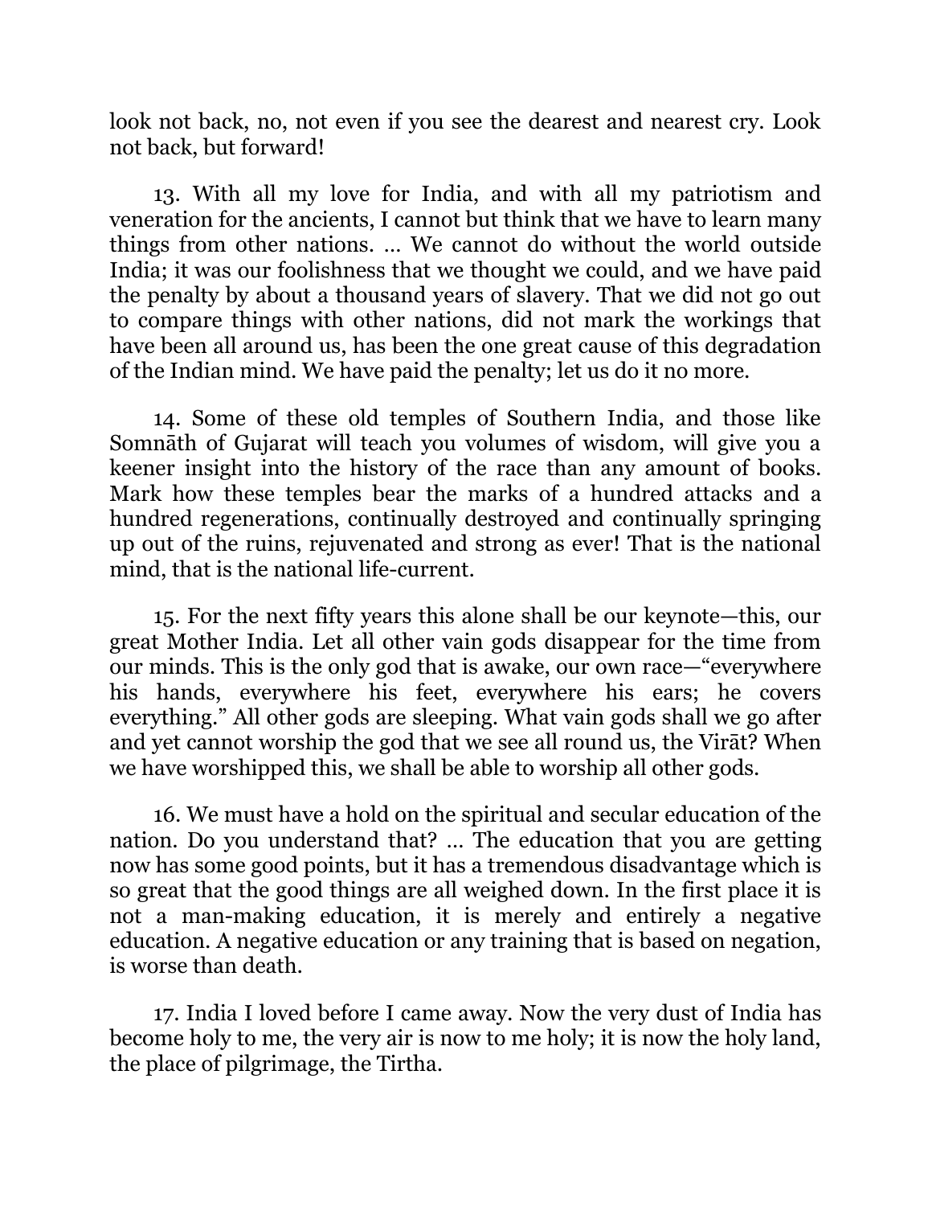look not back, no, not even if you see the dearest and nearest cry. Look not back, but forward!

13. With all my love for India, and with all my patriotism and veneration for the ancients, I cannot but think that we have to learn many things from other nations. … We cannot do without the world outside India; it was our foolishness that we thought we could, and we have paid the penalty by about a thousand years of slavery. That we did not go out to compare things with other nations, did not mark the workings that have been all around us, has been the one great cause of this degradation of the Indian mind. We have paid the penalty; let us do it no more.

14. Some of these old temples of Southern India, and those like Somnāth of Gujarat will teach you volumes of wisdom, will give you a keener insight into the history of the race than any amount of books. Mark how these temples bear the marks of a hundred attacks and a hundred regenerations, continually destroyed and continually springing up out of the ruins, rejuvenated and strong as ever! That is the national mind, that is the national life-current.

15. For the next fifty years this alone shall be our keynote—this, our great Mother India. Let all other vain gods disappear for the time from our minds. This is the only god that is awake, our own race—"everywhere his hands, everywhere his feet, everywhere his ears; he covers everything." All other gods are sleeping. What vain gods shall we go after and yet cannot worship the god that we see all round us, the Virāt? When we have worshipped this, we shall be able to worship all other gods.

16. We must have a hold on the spiritual and secular education of the nation. Do you understand that? … The education that you are getting now has some good points, but it has a tremendous disadvantage which is so great that the good things are all weighed down. In the first place it is not a man-making education, it is merely and entirely a negative education. A negative education or any training that is based on negation, is worse than death.

17. India I loved before I came away. Now the very dust of India has become holy to me, the very air is now to me holy; it is now the holy land, the place of pilgrimage, the Tirtha.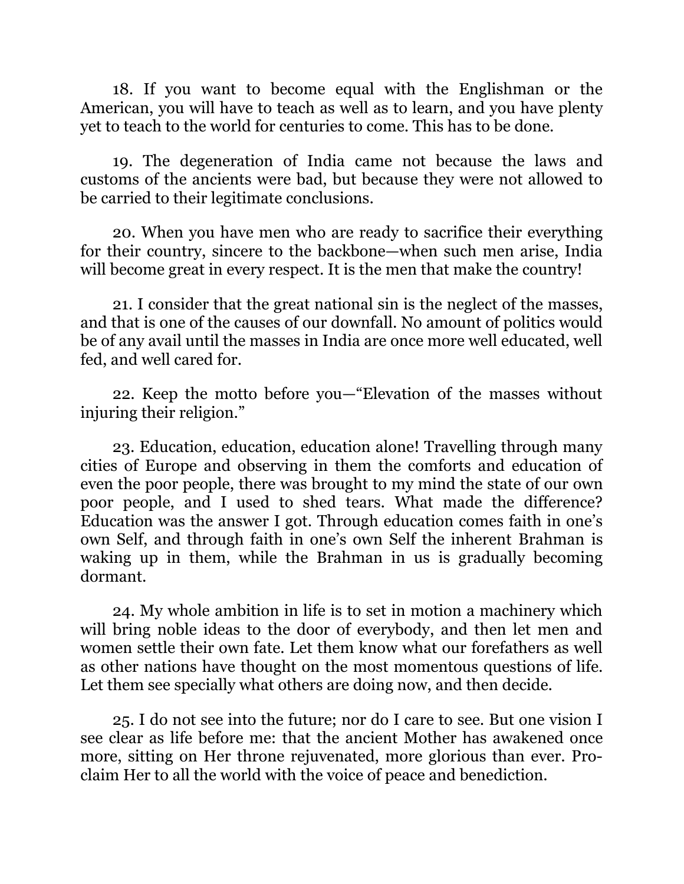18. If you want to become equal with the Englishman or the American, you will have to teach as well as to learn, and you have plenty yet to teach to the world for centuries to come. This has to be done.

19. The degeneration of India came not because the laws and customs of the ancients were bad, but because they were not allowed to be carried to their legitimate conclusions.

20. When you have men who are ready to sacrifice their everything for their country, sincere to the backbone—when such men arise, India will become great in every respect. It is the men that make the country!

21. I consider that the great national sin is the neglect of the masses, and that is one of the causes of our downfall. No amount of politics would be of any avail until the masses in India are once more well educated, well fed, and well cared for.

22. Keep the motto before you—"Elevation of the masses without injuring their religion."

23. Education, education, education alone! Travelling through many cities of Europe and observing in them the comforts and education of even the poor people, there was brought to my mind the state of our own poor people, and I used to shed tears. What made the difference? Education was the answer I got. Through education comes faith in one's own Self, and through faith in one's own Self the inherent Brahman is waking up in them, while the Brahman in us is gradually becoming dormant.

24. My whole ambition in life is to set in motion a machinery which will bring noble ideas to the door of everybody, and then let men and women settle their own fate. Let them know what our forefathers as well as other nations have thought on the most momentous questions of life. Let them see specially what others are doing now, and then decide.

25. I do not see into the future; nor do I care to see. But one vision I see clear as life before me: that the ancient Mother has awakened once more, sitting on Her throne rejuvenated, more glorious than ever. Proclaim Her to all the world with the voice of peace and benediction.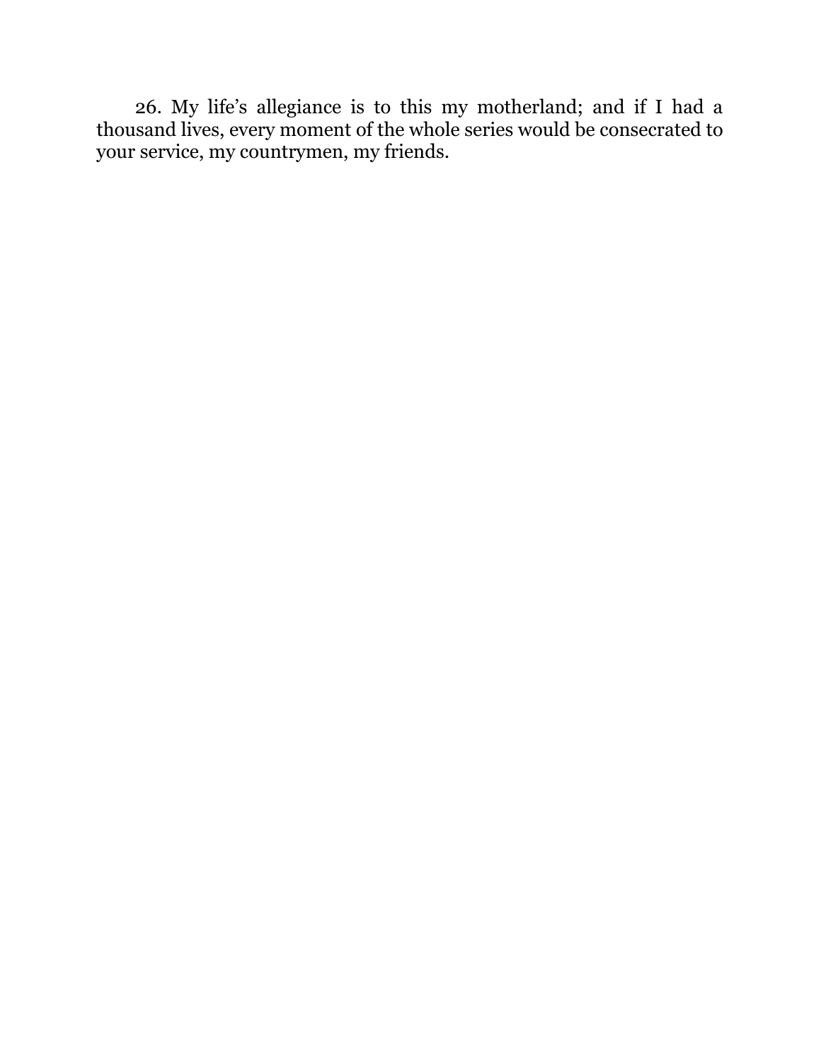26. My life’s allegiance is to this my motherland; and if I had a thousand lives, every moment of the whole series would be consecrated to your service, my countrymen, my friends.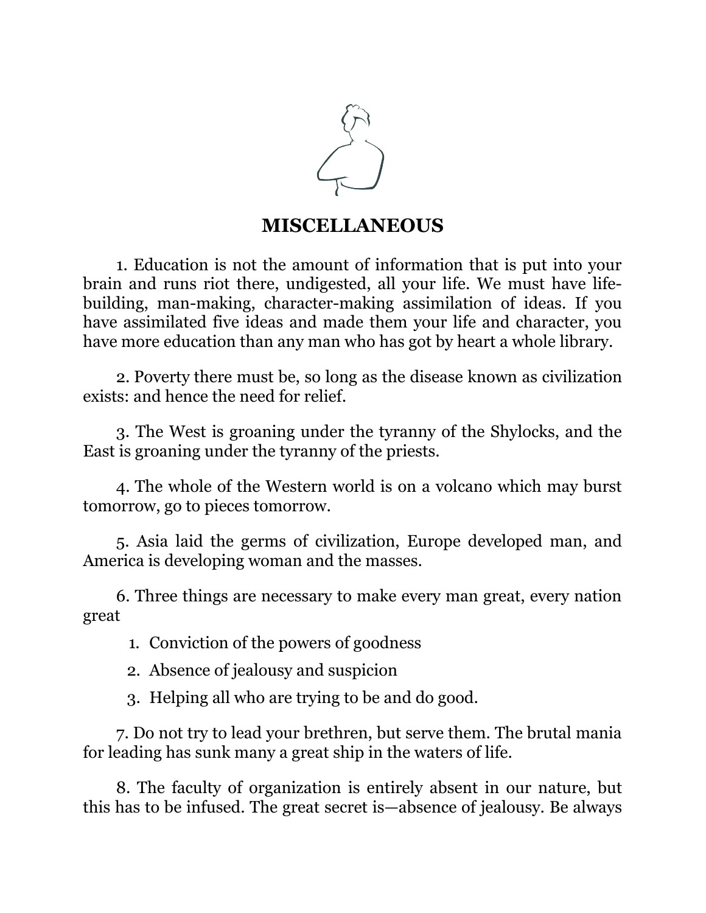# MISCELLANEOUS

1. Education is not the amount of information that is put into your brain and runs riot there, undigested, all your life. We must have life-building, man-making, character-making assimilation of ideas. If you have assimilated five ideas and made them your life and character, you have more education than any man who has got by heart a whole library.

2. Poverty there must be, so long as the disease known as civilization exists: and hence the need for relief.

3. The West is groaning under the tyranny of the Shylocks, and the East is groaning under the tyranny of the priests.

4. The whole of the Western world is on a volcano which may burst tomorrow, go to pieces tomorrow.

5. Asia laid the germs of civilization, Europe developed man, and America is developing woman and the masses.

6. Three things are necessary to make every man great, every nation great

   1. Conviction of the powers of goodness
   2. Absence of jealousy and suspicion
   3. Helping all who are trying to be and do good.

7. Do not try to lead your brethren, but serve them. The brutal mania for leading has sunk many a great ship in the waters of life.

8. The faculty of organization is entirely absent in our nature, but this has to be infused. The great secret is—absence of jealousy. Be always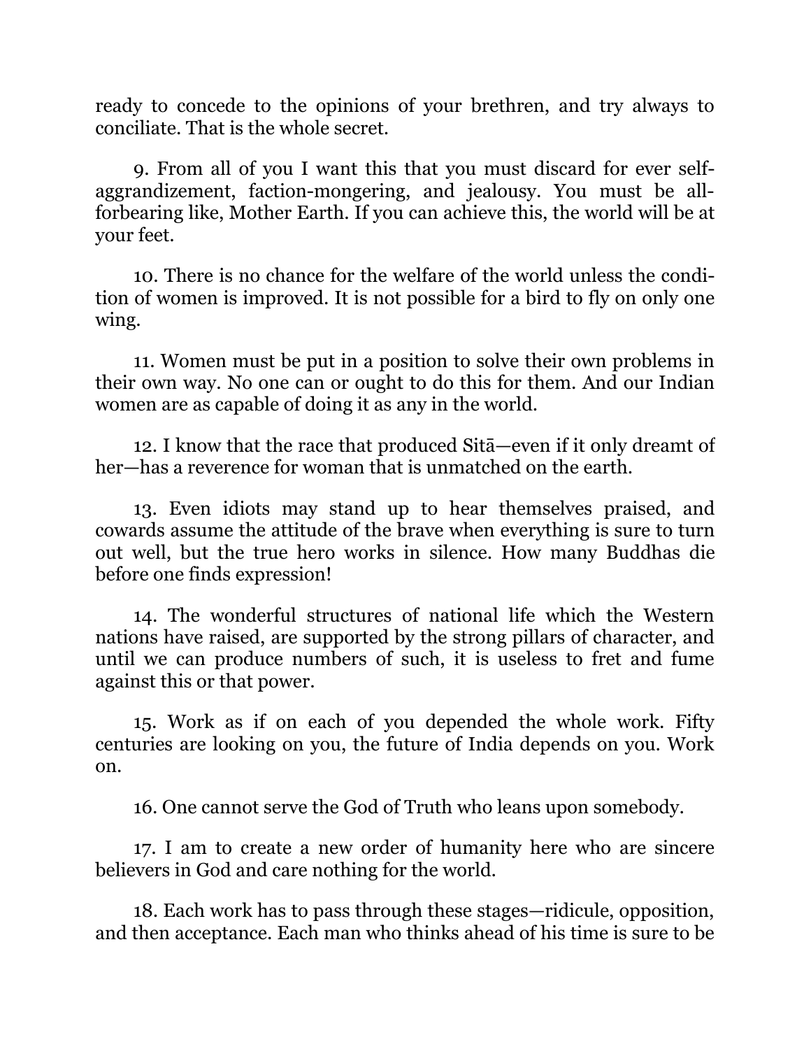ready to concede to the opinions of your brethren, and try always to conciliate. That is the whole secret.

9. From all of you I want this that you must discard for ever self-aggrandizement, faction-mongering, and jealousy. You must be all-forbearing like, Mother Earth. If you can achieve this, the world will be at your feet.

10. There is no chance for the welfare of the world unless the condition of women is improved. It is not possible for a bird to fly on only one wing.

11. Women must be put in a position to solve their own problems in their own way. No one can or ought to do this for them. And our Indian women are as capable of doing it as any in the world.

12. I know that the race that produced Sitā—even if it only dreamt of her—has a reverence for woman that is unmatched on the earth.

13. Even idiots may stand up to hear themselves praised, and cowards assume the attitude of the brave when everything is sure to turn out well, but the true hero works in silence. How many Buddhas die before one finds expression!

14. The wonderful structures of national life which the Western nations have raised, are supported by the strong pillars of character, and until we can produce numbers of such, it is useless to fret and fume against this or that power.

15. Work as if on each of you depended the whole work. Fifty centuries are looking on you, the future of India depends on you. Work on.

16. One cannot serve the God of Truth who leans upon somebody.

17. I am to create a new order of humanity here who are sincere believers in God and care nothing for the world.

18. Each work has to pass through these stages—ridicule, opposition, and then acceptance. Each man who thinks ahead of his time is sure to be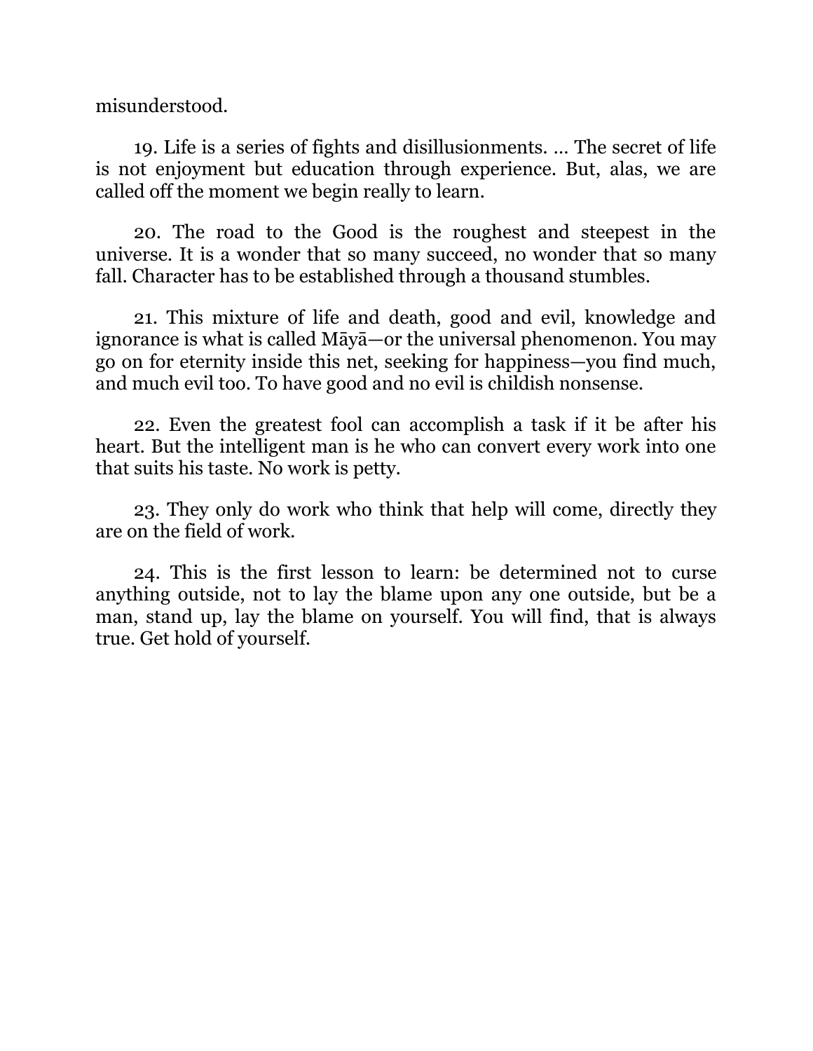misunderstood.

19. Life is a series of fights and disillusionments. … The secret of life is not enjoyment but education through experience. But, alas, we are called off the moment we begin really to learn.

20. The road to the Good is the roughest and steepest in the universe. It is a wonder that so many succeed, no wonder that so many fall. Character has to be established through a thousand stumbles.

21. This mixture of life and death, good and evil, knowledge and ignorance is what is called Māyā—or the universal phenomenon. You may go on for eternity inside this net, seeking for happiness—you find much, and much evil too. To have good and no evil is childish nonsense.

22. Even the greatest fool can accomplish a task if it be after his heart. But the intelligent man is he who can convert every work into one that suits his taste. No work is petty.

23. They only do work who think that help will come, directly they are on the field of work.

24. This is the first lesson to learn: be determined not to curse anything outside, not to lay the blame upon any one outside, but be a man, stand up, lay the blame on yourself. You will find, that is always true. Get hold of yourself.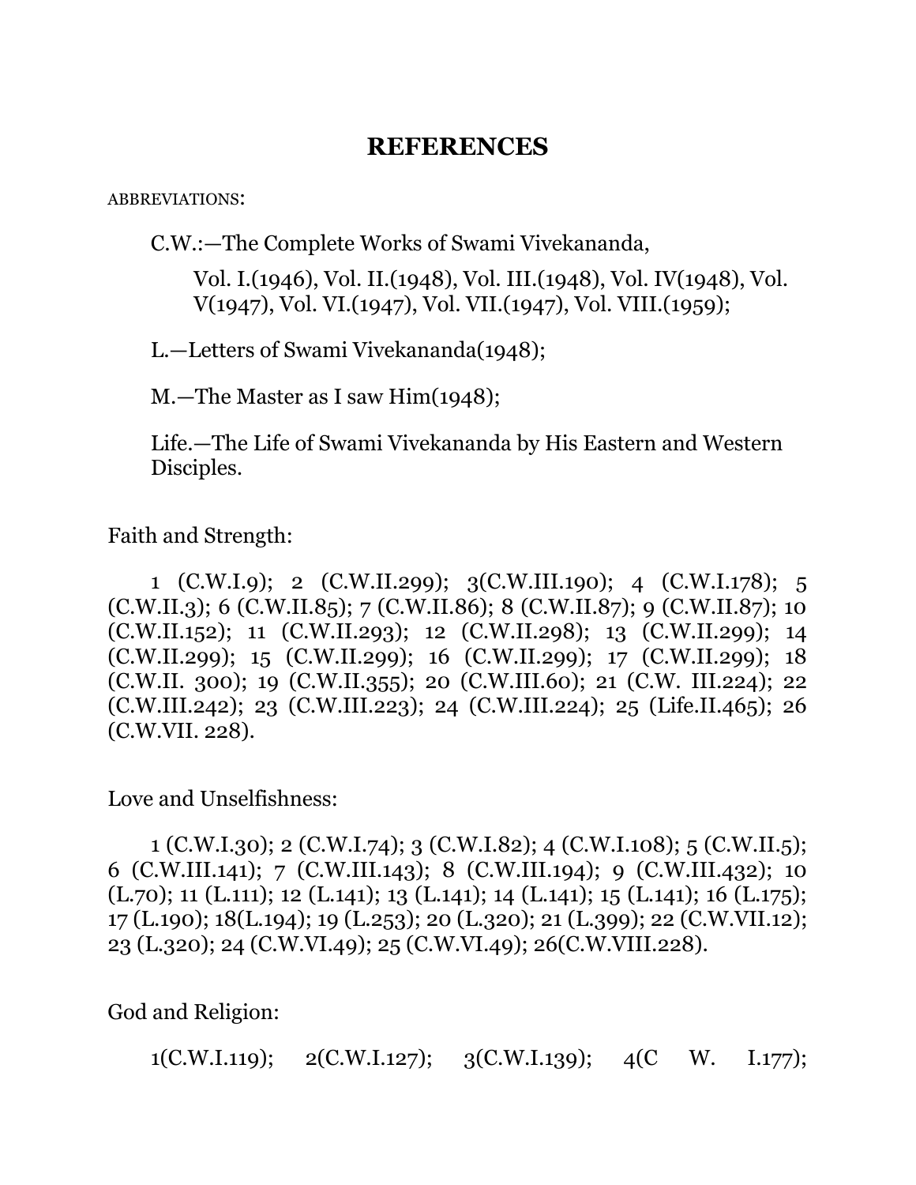## REFERENCES

ABBREVIATIONS:

C.W.:—The Complete Works of Swami Vivekananda,

Vol. I.(1946), Vol. II.(1948), Vol. III.(1948), Vol. IV(1948), Vol. V(1947), Vol. VI.(1947), Vol. VII.(1947), Vol. VIII.(1959);

L.—Letters of Swami Vivekananda(1948);

M.—The Master as I saw Him(1948);

Life.—The Life of Swami Vivekananda by His Eastern and Western Disciples.

Faith and Strength:

1 (C.W.I.9); 2 (C.W.II.299); 3(C.W.III.190); 4 (C.W.I.178); 5 (C.W.II.3); 6 (C.W.II.85); 7 (C.W.II.86); 8 (C.W.II.87); 9 (C.W.II.87); 10 (C.W.II.152); 11 (C.W.II.293); 12 (C.W.II.298); 13 (C.W.II.299); 14 (C.W.II.299); 15 (C.W.II.299); 16 (C.W.II.299); 17 (C.W.II.299); 18 (C.W.II. 300); 19 (C.W.II.355); 20 (C.W.III.60); 21 (C.W. III.224); 22 (C.W.III.242); 23 (C.W.III.223); 24 (C.W.III.224); 25 (Life.II.465); 26 (C.W.VII. 228).

Love and Unselfishness:

1 (C.W.I.30); 2 (C.W.I.74); 3 (C.W.I.82); 4 (C.W.I.108); 5 (C.W.II.5); 6 (C.W.III.141); 7 (C.W.III.143); 8 (C.W.III.194); 9 (C.W.III.432); 10 (L.70); 11 (L.111); 12 (L.141); 13 (L.141); 14 (L.141); 15 (L.141); 16 (L.175); 17 (L.190); 18(L.194); 19 (L.253); 20 (L.320); 21 (L.399); 22 (C.W.VII.12); 23 (L.320); 24 (C.W.VI.49); 25 (C.W.VI.49); 26(C.W.VIII.228).

God and Religion:

1(C.W.I.119); 2(C.W.I.127); 3(C.W.I.139); 4(C W. I.177);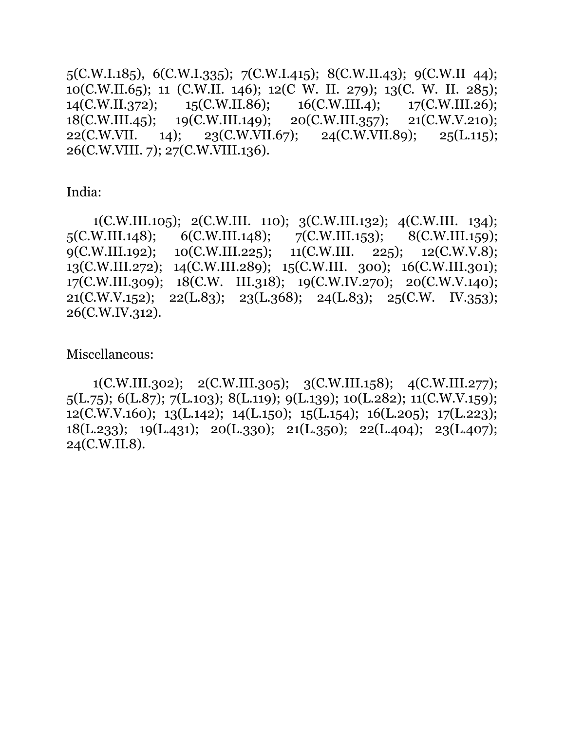5(C.W.I.185), 6(C.W.I.335); 7(C.W.I.415); 8(C.W.II.43); 9(C.W.II 44); 10(C.W.II.65); 11 (C.W.II. 146); 12(C W. II. 279); 13(C. W. II. 285); 14(C.W.II.372); 15(C.W.II.86); 16(C.W.III.4); 17(C.W.III.26); 18(C.W.III.45); 19(C.W.III.149); 20(C.W.III.357); 21(C.W.V.210); 22(C.W.VII. 14); 23(C.W.VII.67); 24(C.W.VII.89); 25(L.115); 26(C.W.VIII. 7); 27(C.W.VIII.136).

India:

1(C.W.III.105); 2(C.W.III. 110); 3(C.W.III.132); 4(C.W.III. 134); 5(C.W.III.148); 6(C.W.III.148); 7(C.W.III.153); 8(C.W.III.159); 9(C.W.III.192); 10(C.W.III.225); 11(C.W.III. 225); 12(C.W.V.8); 13(C.W.III.272); 14(C.W.III.289); 15(C.W.III. 300); 16(C.W.III.301); 17(C.W.III.309); 18(C.W. III.318); 19(C.W.IV.270); 20(C.W.V.140); 21(C.W.V.152); 22(L.83); 23(L.368); 24(L.83); 25(C.W. IV.353); 26(C.W.IV.312).

Miscellaneous:

1(C.W.III.302); 2(C.W.III.305); 3(C.W.III.158); 4(C.W.III.277); 5(L.75); 6(L.87); 7(L.103); 8(L.119); 9(L.139); 10(L.282); 11(C.W.V.159); 12(C.W.V.160); 13(L.142); 14(L.150); 15(L.154); 16(L.205); 17(L.223); 18(L.233); 19(L.431); 20(L.330); 21(L.350); 22(L.404); 23(L.407); 24(C.W.II.8).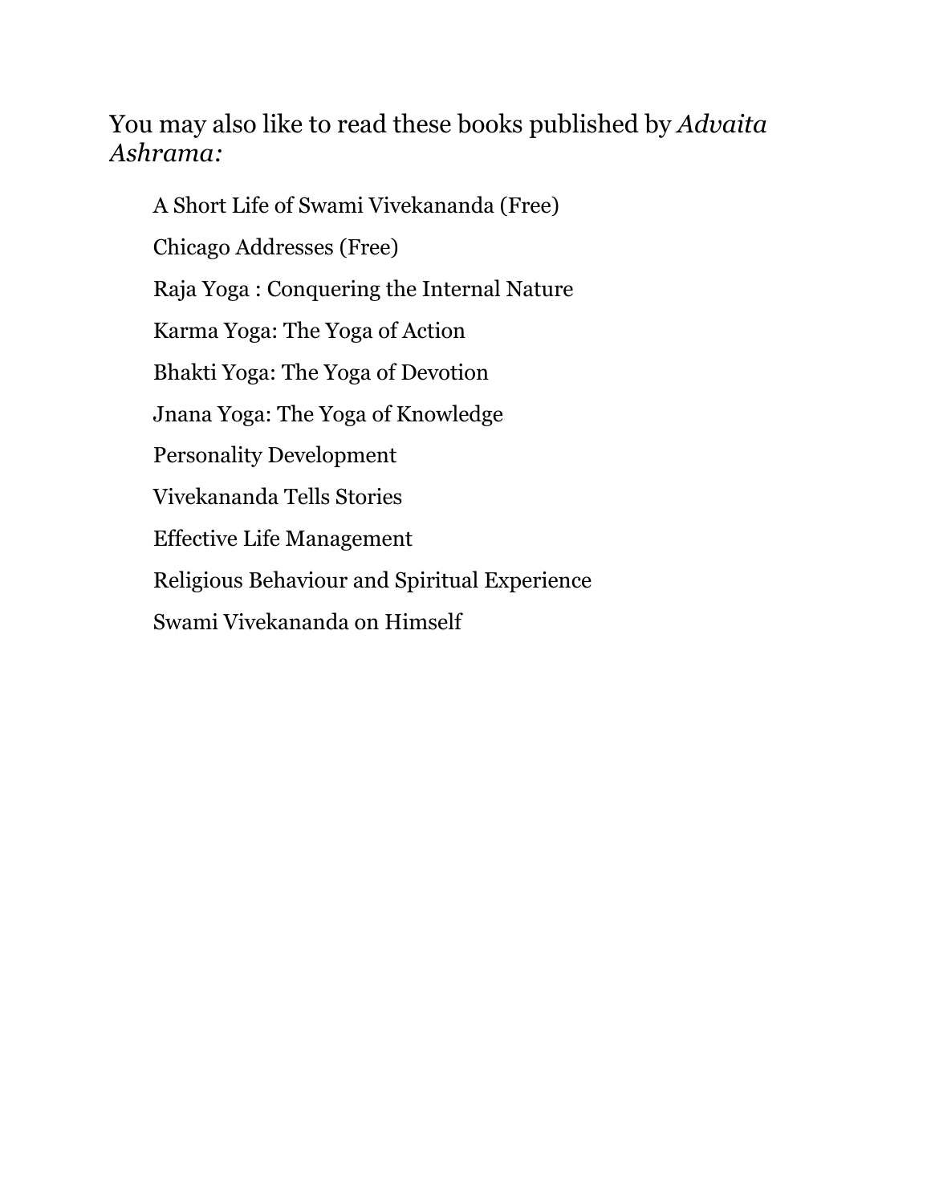You may also like to read these books published by *Advaita Ashrama:*

- A Short Life of Swami Vivekananda (Free)
- Chicago Addresses (Free)
- Raja Yoga : Conquering the Internal Nature
- Karma Yoga: The Yoga of Action
- Bhakti Yoga: The Yoga of Devotion
- Jnana Yoga: The Yoga of Knowledge
- Personality Development
- Vivekananda Tells Stories
- Effective Life Management
- Religious Behaviour and Spiritual Experience
- Swami Vivekananda on Himself